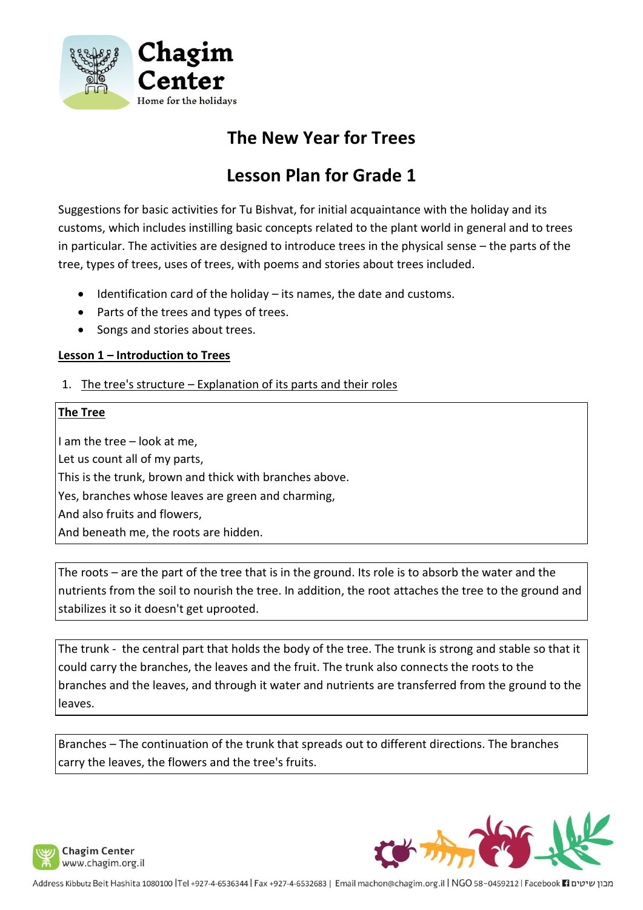# The New Year for Trees

# Lesson Plan for Grade 1

Suggestions for basic activities for Tu Bishvat, for initial acquaintance with the holiday and its customs, which includes instilling basic concepts related to the plant world in general and to trees in particular. The activities are designed to introduce trees in the physical sense – the parts of the tree, types of trees, uses of trees, with poems and stories about trees included.

- Identification card of the holiday – its names, the date and customs.
- Parts of the trees and types of trees.
- Songs and stories about trees.

**Lesson 1 – Introduction to Trees**

1. The tree's structure – Explanation of its parts and their roles

**The Tree**

I am the tree – look at me,
Let us count all of my parts,
This is the trunk, brown and thick with branches above.
Yes, branches whose leaves are green and charming,
And also fruits and flowers,
And beneath me, the roots are hidden.

The roots – are the part of the tree that is in the ground. Its role is to absorb the water and the nutrients from the soil to nourish the tree. In addition, the root attaches the tree to the ground and stabilizes it so it doesn't get uprooted.

The trunk - the central part that holds the body of the tree. The trunk is strong and stable so that it could carry the branches, the leaves and the fruit. The trunk also connects the roots to the branches and the leaves, and through it water and nutrients are transferred from the ground to the leaves.

Branches – The continuation of the trunk that spreads out to different directions. The branches carry the leaves, the flowers and the tree's fruits.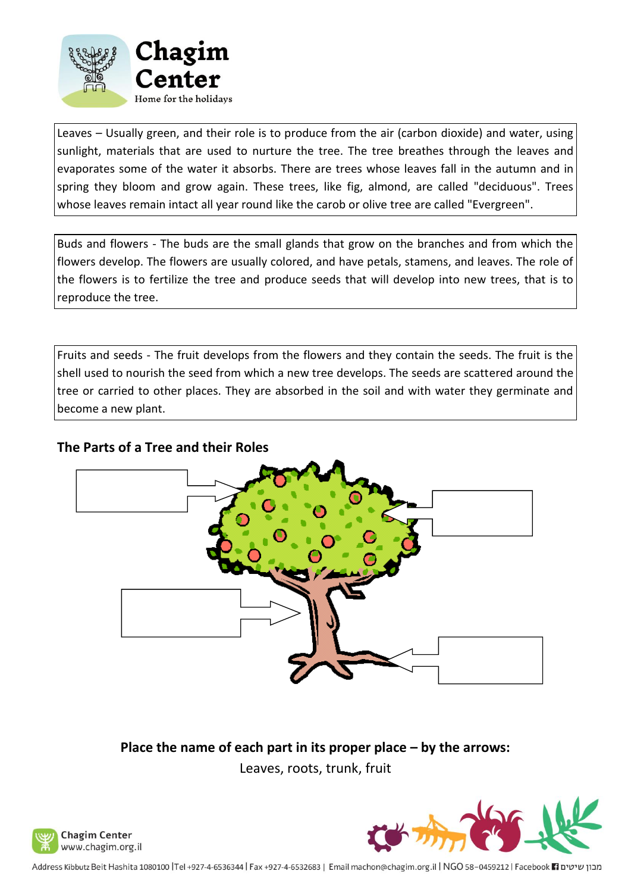Leaves – Usually green, and their role is to produce from the air (carbon dioxide) and water, using sunlight, materials that are used to nurture the tree. The tree breathes through the leaves and evaporates some of the water it absorbs. There are trees whose leaves fall in the autumn and in spring they bloom and grow again. These trees, like fig, almond, are called "deciduous". Trees whose leaves remain intact all year round like the carob or olive tree are called "Evergreen".

Buds and flowers - The buds are the small glands that grow on the branches and from which the flowers develop. The flowers are usually colored, and have petals, stamens, and leaves. The role of the flowers is to fertilize the tree and produce seeds that will develop into new trees, that is to reproduce the tree.

Fruits and seeds - The fruit develops from the flowers and they contain the seeds. The fruit is the shell used to nourish the seed from which a new tree develops. The seeds are scattered around the tree or carried to other places. They are absorbed in the soil and with water they germinate and become a new plant.

## The Parts of a Tree and their Roles

**Place the name of each part in its proper place – by the arrows:**

Leaves, roots, trunk, fruit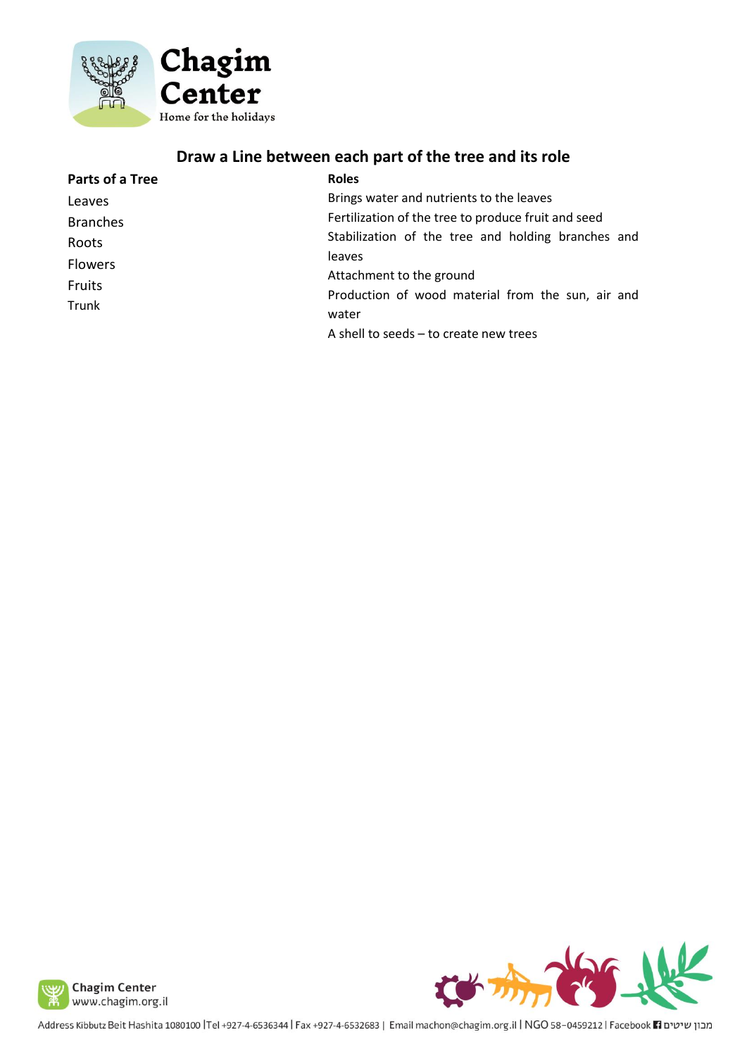## Draw a Line between each part of the tree and its role

| **Parts of a Tree** | **Roles** |
|---|---|
| Leaves | Brings water and nutrients to the leaves |
| Branches | Fertilization of the tree to produce fruit and seed |
| Roots | Stabilization of the tree and holding branches and leaves |
| Flowers | Attachment to the ground |
| Fruits | Production of wood material from the sun, air and water |
| Trunk | A shell to seeds – to create new trees |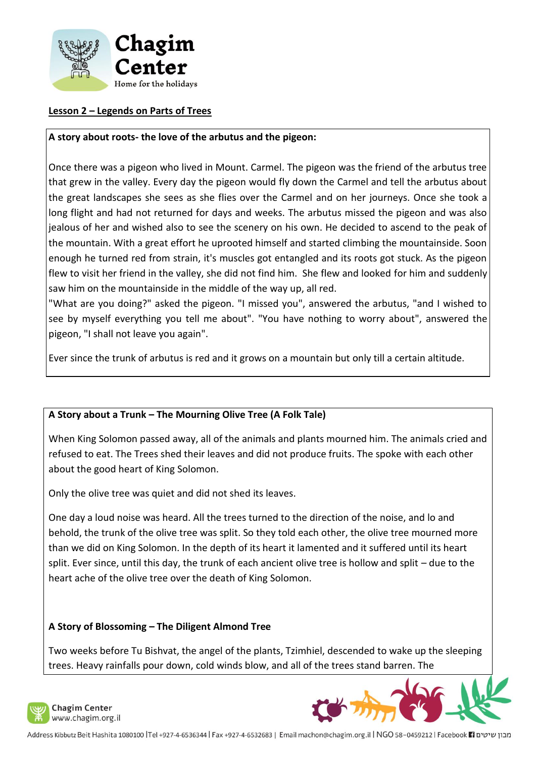**Lesson 2 – Legends on Parts of Trees**

**A story about roots- the love of the arbutus and the pigeon:**

Once there was a pigeon who lived in Mount. Carmel. The pigeon was the friend of the arbutus tree that grew in the valley. Every day the pigeon would fly down the Carmel and tell the arbutus about the great landscapes she sees as she flies over the Carmel and on her journeys. Once she took a long flight and had not returned for days and weeks. The arbutus missed the pigeon and was also jealous of her and wished also to see the scenery on his own. He decided to ascend to the peak of the mountain. With a great effort he uprooted himself and started climbing the mountainside. Soon enough he turned red from strain, it's muscles got entangled and its roots got stuck. As the pigeon flew to visit her friend in the valley, she did not find him. She flew and looked for him and suddenly saw him on the mountainside in the middle of the way up, all red.

"What are you doing?" asked the pigeon. "I missed you", answered the arbutus, "and I wished to see by myself everything you tell me about". "You have nothing to worry about", answered the pigeon, "I shall not leave you again".

Ever since the trunk of arbutus is red and it grows on a mountain but only till a certain altitude.

**A Story about a Trunk – The Mourning Olive Tree (A Folk Tale)**

When King Solomon passed away, all of the animals and plants mourned him. The animals cried and refused to eat. The Trees shed their leaves and did not produce fruits. The spoke with each other about the good heart of King Solomon.

Only the olive tree was quiet and did not shed its leaves.

One day a loud noise was heard. All the trees turned to the direction of the noise, and lo and behold, the trunk of the olive tree was split. So they told each other, the olive tree mourned more than we did on King Solomon. In the depth of its heart it lamented and it suffered until its heart split. Ever since, until this day, the trunk of each ancient olive tree is hollow and split – due to the heart ache of the olive tree over the death of King Solomon.

**A Story of Blossoming – The Diligent Almond Tree**

Two weeks before Tu Bishvat, the angel of the plants, Tzimhiel, descended to wake up the sleeping trees. Heavy rainfalls pour down, cold winds blow, and all of the trees stand barren. The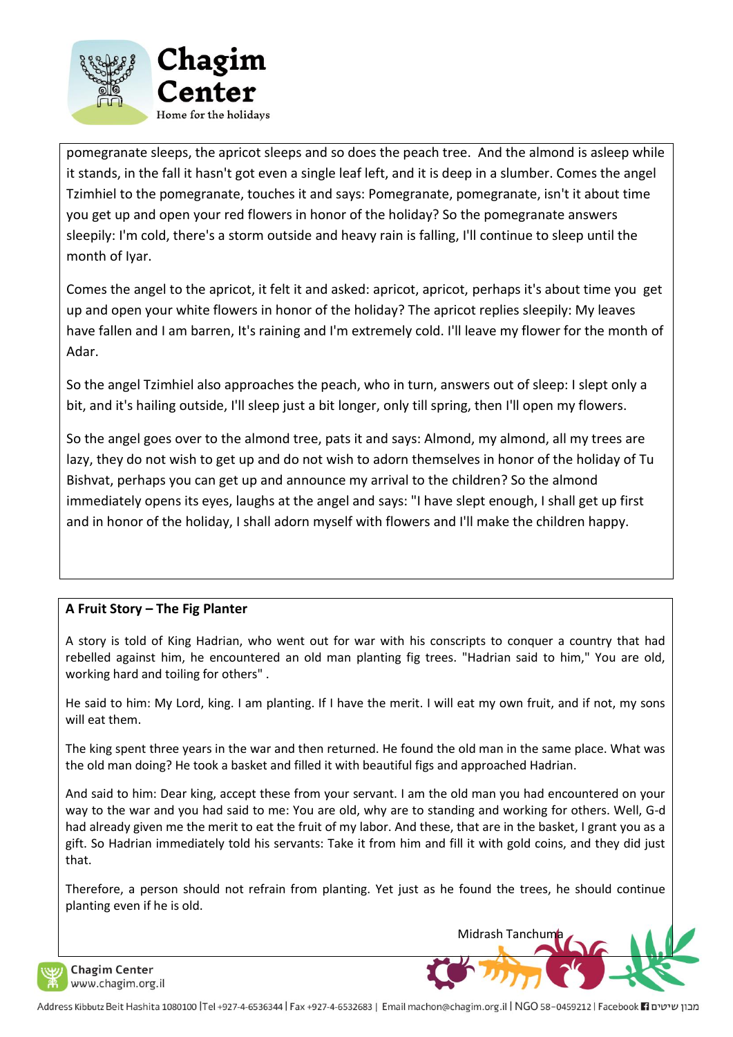pomegranate sleeps, the apricot sleeps and so does the peach tree. And the almond is asleep while it stands, in the fall it hasn't got even a single leaf left, and it is deep in a slumber. Comes the angel Tzimhiel to the pomegranate, touches it and says: Pomegranate, pomegranate, isn't it about time you get up and open your red flowers in honor of the holiday? So the pomegranate answers sleepily: I'm cold, there's a storm outside and heavy rain is falling, I'll continue to sleep until the month of Iyar.

Comes the angel to the apricot, it felt it and asked: apricot, apricot, perhaps it's about time you get up and open your white flowers in honor of the holiday? The apricot replies sleepily: My leaves have fallen and I am barren, It's raining and I'm extremely cold. I'll leave my flower for the month of Adar.

So the angel Tzimhiel also approaches the peach, who in turn, answers out of sleep: I slept only a bit, and it's hailing outside, I'll sleep just a bit longer, only till spring, then I'll open my flowers.

So the angel goes over to the almond tree, pats it and says: Almond, my almond, all my trees are lazy, they do not wish to get up and do not wish to adorn themselves in honor of the holiday of Tu Bishvat, perhaps you can get up and announce my arrival to the children? So the almond immediately opens its eyes, laughs at the angel and says: "I have slept enough, I shall get up first and in honor of the holiday, I shall adorn myself with flowers and I'll make the children happy.

**A Fruit Story – The Fig Planter**

A story is told of King Hadrian, who went out for war with his conscripts to conquer a country that had rebelled against him, he encountered an old man planting fig trees. "Hadrian said to him," You are old, working hard and toiling for others" .

He said to him: My Lord, king. I am planting. If I have the merit. I will eat my own fruit, and if not, my sons will eat them.

The king spent three years in the war and then returned. He found the old man in the same place. What was the old man doing? He took a basket and filled it with beautiful figs and approached Hadrian.

And said to him: Dear king, accept these from your servant. I am the old man you had encountered on your way to the war and you had said to me: You are old, why are to standing and working for others. Well, G-d had already given me the merit to eat the fruit of my labor. And these, that are in the basket, I grant you as a gift. So Hadrian immediately told his servants: Take it from him and fill it with gold coins, and they did just that.

Therefore, a person should not refrain from planting. Yet just as he found the trees, he should continue planting even if he is old.

Midrash Tanchuma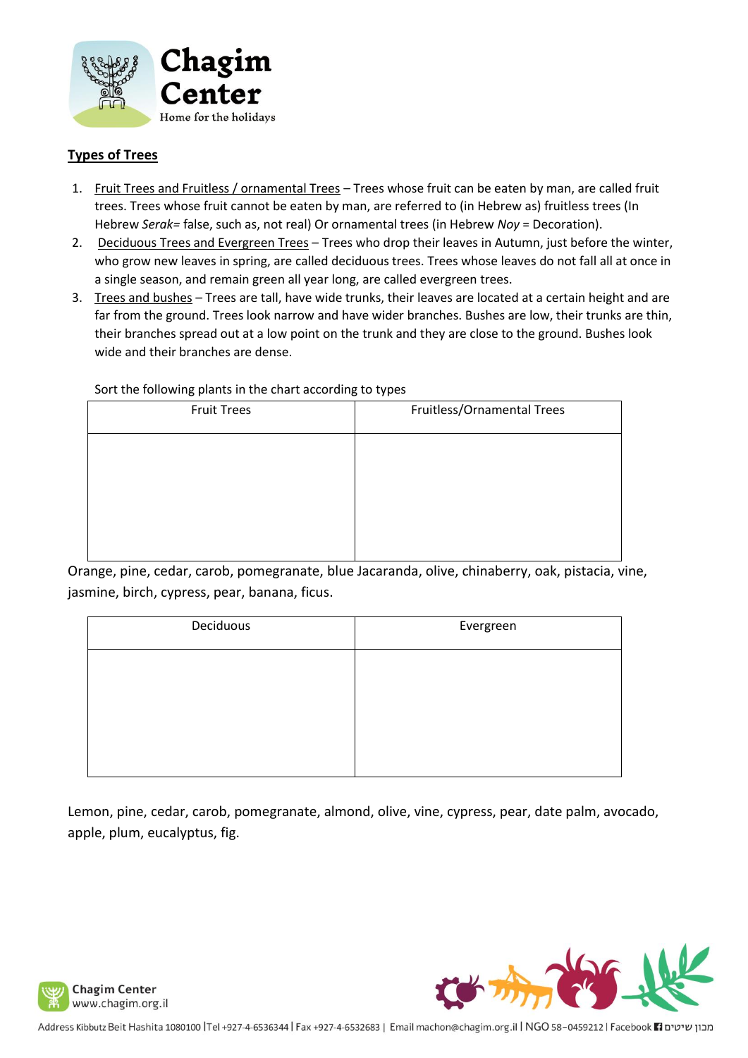## Types of Trees

1. Fruit Trees and Fruitless / ornamental Trees – Trees whose fruit can be eaten by man, are called fruit trees. Trees whose fruit cannot be eaten by man, are referred to (in Hebrew as) fruitless trees (In Hebrew *Serak*= false, such as, not real) Or ornamental trees (in Hebrew *Noy* = Decoration).
2. Deciduous Trees and Evergreen Trees – Trees who drop their leaves in Autumn, just before the winter, who grow new leaves in spring, are called deciduous trees. Trees whose leaves do not fall all at once in a single season, and remain green all year long, are called evergreen trees.
3. Trees and bushes – Trees are tall, have wide trunks, their leaves are located at a certain height and are far from the ground. Trees look narrow and have wider branches. Bushes are low, their trunks are thin, their branches spread out at a low point on the trunk and they are close to the ground. Bushes look wide and their branches are dense.

Sort the following plants in the chart according to types

| Fruit Trees | Fruitless/Ornamental Trees |
| --- | --- |
| | |

Orange, pine, cedar, carob, pomegranate, blue Jacaranda, olive, chinaberry, oak, pistacia, vine, jasmine, birch, cypress, pear, banana, ficus.

| Deciduous | Evergreen |
| --- | --- |
| | |

Lemon, pine, cedar, carob, pomegranate, almond, olive, vine, cypress, pear, date palm, avocado, apple, plum, eucalyptus, fig.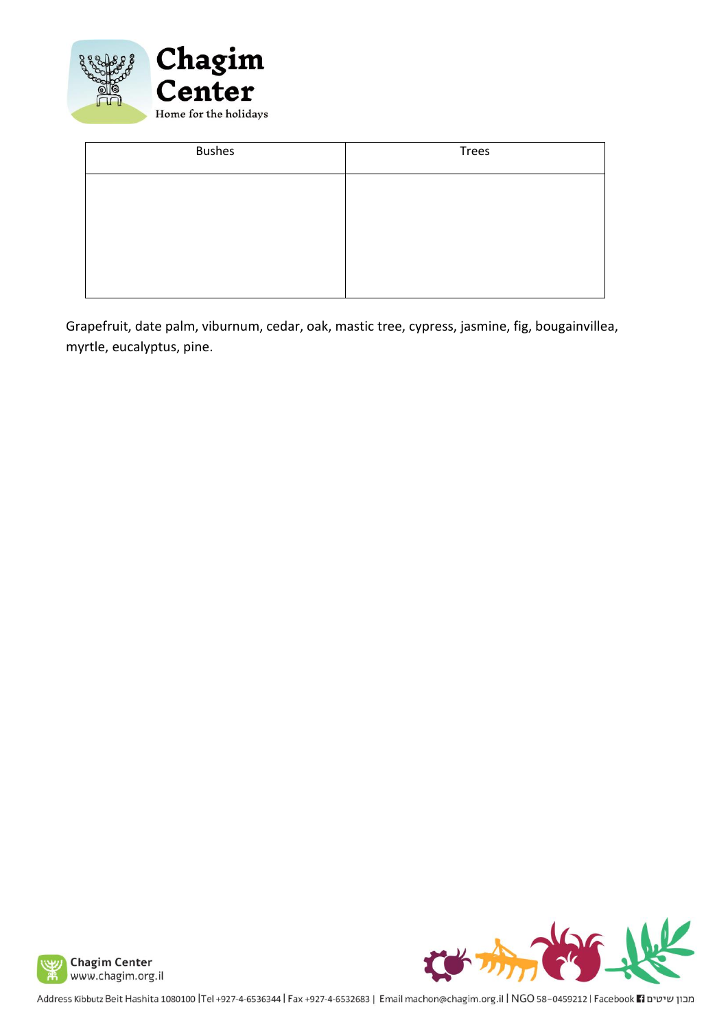| Bushes | Trees |
| --- | --- |
| | |

Grapefruit, date palm, viburnum, cedar, oak, mastic tree, cypress, jasmine, fig, bougainvillea, myrtle, eucalyptus, pine.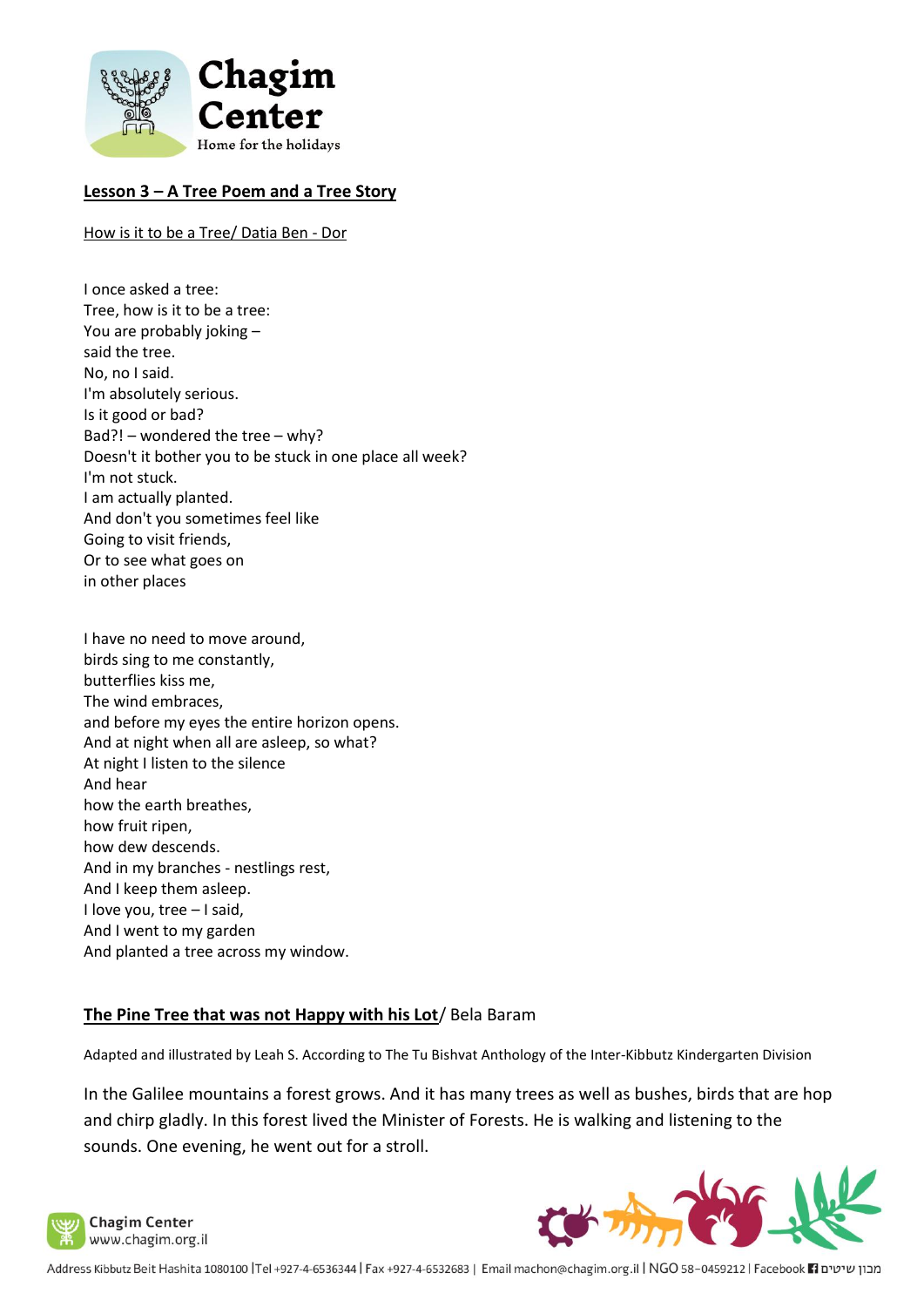## Lesson 3 – A Tree Poem and a Tree Story

How is it to be a Tree/ Datia Ben - Dor

I once asked a tree:
Tree, how is it to be a tree:
You are probably joking –
said the tree.
No, no I said.
I'm absolutely serious.
Is it good or bad?
Bad?! – wondered the tree – why?
Doesn't it bother you to be stuck in one place all week?
I'm not stuck.
I am actually planted.
And don't you sometimes feel like
Going to visit friends,
Or to see what goes on
in other places

I have no need to move around,
birds sing to me constantly,
butterflies kiss me,
The wind embraces,
and before my eyes the entire horizon opens.
And at night when all are asleep, so what?
At night I listen to the silence
And hear
how the earth breathes,
how fruit ripen,
how dew descends.
And in my branches - nestlings rest,
And I keep them asleep.
I love you, tree – I said,
And I went to my garden
And planted a tree across my window.

**The Pine Tree that was not Happy with his Lot**/ Bela Baram

Adapted and illustrated by Leah S. According to The Tu Bishvat Anthology of the Inter-Kibbutz Kindergarten Division

In the Galilee mountains a forest grows. And it has many trees as well as bushes, birds that are hop and chirp gladly. In this forest lived the Minister of Forests. He is walking and listening to the sounds. One evening, he went out for a stroll.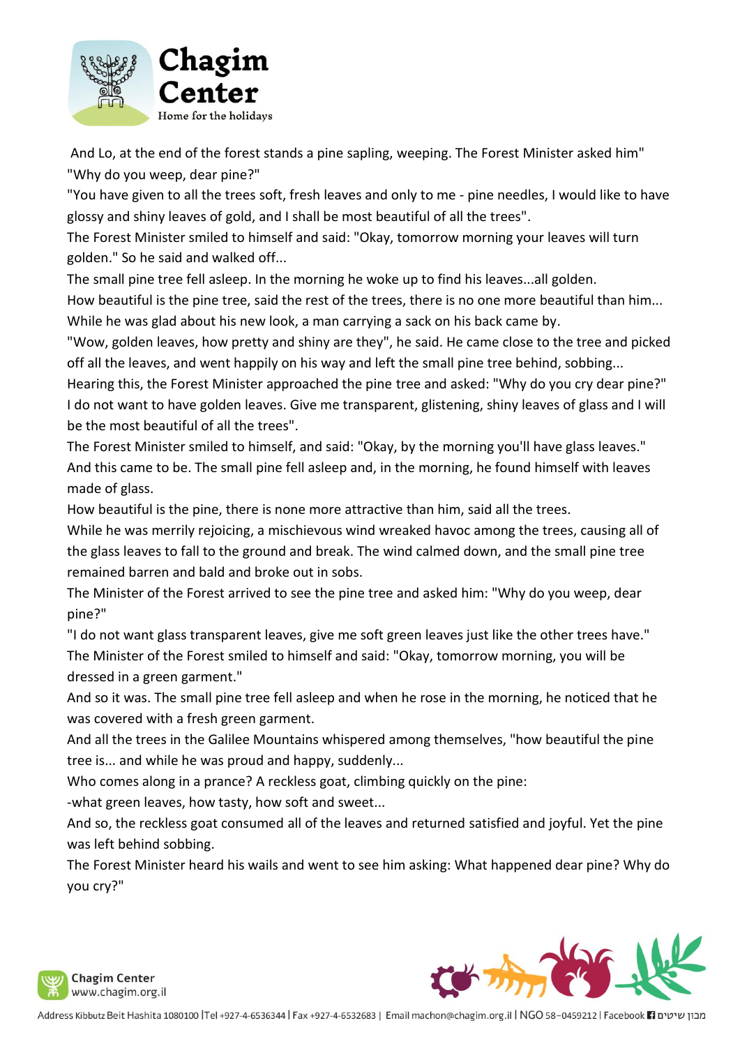And Lo, at the end of the forest stands a pine sapling, weeping. The Forest Minister asked him" "Why do you weep, dear pine?"

"You have given to all the trees soft, fresh leaves and only to me - pine needles, I would like to have glossy and shiny leaves of gold, and I shall be most beautiful of all the trees".

The Forest Minister smiled to himself and said: "Okay, tomorrow morning your leaves will turn golden." So he said and walked off...

The small pine tree fell asleep. In the morning he woke up to find his leaves...all golden.

How beautiful is the pine tree, said the rest of the trees, there is no one more beautiful than him...

While he was glad about his new look, a man carrying a sack on his back came by.

"Wow, golden leaves, how pretty and shiny are they", he said. He came close to the tree and picked off all the leaves, and went happily on his way and left the small pine tree behind, sobbing...

Hearing this, the Forest Minister approached the pine tree and asked: "Why do you cry dear pine?"

I do not want to have golden leaves. Give me transparent, glistening, shiny leaves of glass and I will be the most beautiful of all the trees".

The Forest Minister smiled to himself, and said: "Okay, by the morning you'll have glass leaves."

And this came to be. The small pine fell asleep and, in the morning, he found himself with leaves made of glass.

How beautiful is the pine, there is none more attractive than him, said all the trees.

While he was merrily rejoicing, a mischievous wind wreaked havoc among the trees, causing all of the glass leaves to fall to the ground and break. The wind calmed down, and the small pine tree remained barren and bald and broke out in sobs.

The Minister of the Forest arrived to see the pine tree and asked him: "Why do you weep, dear pine?"

"I do not want glass transparent leaves, give me soft green leaves just like the other trees have."

The Minister of the Forest smiled to himself and said: "Okay, tomorrow morning, you will be dressed in a green garment."

And so it was. The small pine tree fell asleep and when he rose in the morning, he noticed that he was covered with a fresh green garment.

And all the trees in the Galilee Mountains whispered among themselves, "how beautiful the pine tree is... and while he was proud and happy, suddenly...

Who comes along in a prance? A reckless goat, climbing quickly on the pine:

-what green leaves, how tasty, how soft and sweet...

And so, the reckless goat consumed all of the leaves and returned satisfied and joyful. Yet the pine was left behind sobbing.

The Forest Minister heard his wails and went to see him asking: What happened dear pine? Why do you cry?"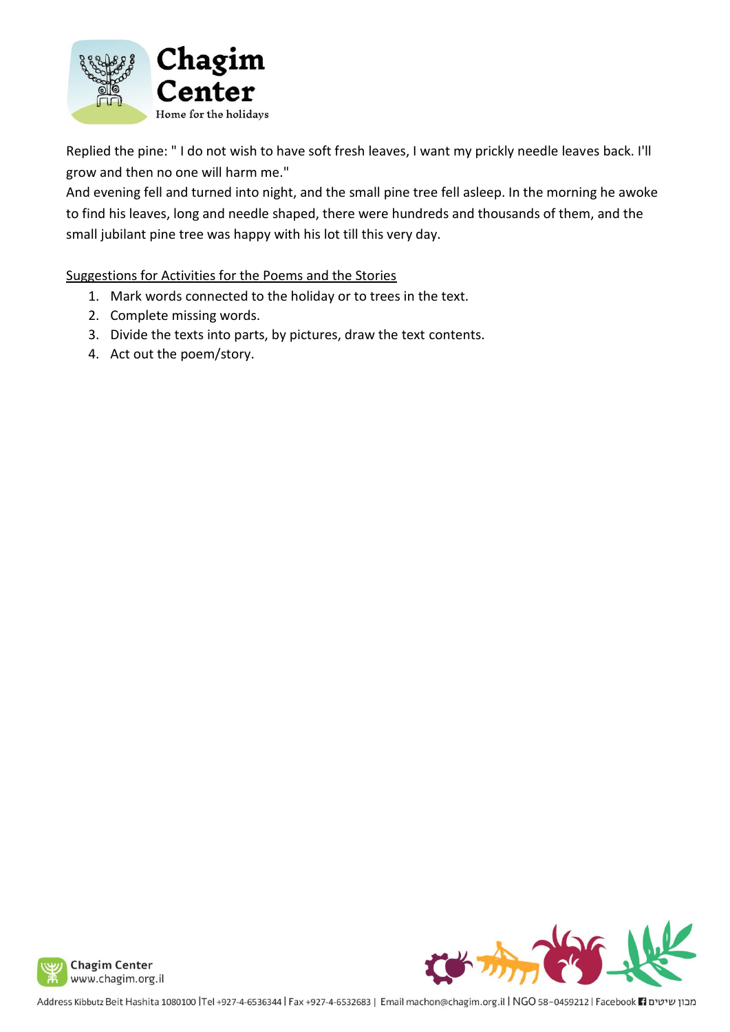Replied the pine: " I do not wish to have soft fresh leaves, I want my prickly needle leaves back. I'll grow and then no one will harm me."

And evening fell and turned into night, and the small pine tree fell asleep. In the morning he awoke to find his leaves, long and needle shaped, there were hundreds and thousands of them, and the small jubilant pine tree was happy with his lot till this very day.

<u>Suggestions for Activities for the Poems and the Stories</u>

1. Mark words connected to the holiday or to trees in the text.
2. Complete missing words.
3. Divide the texts into parts, by pictures, draw the text contents.
4. Act out the poem/story.